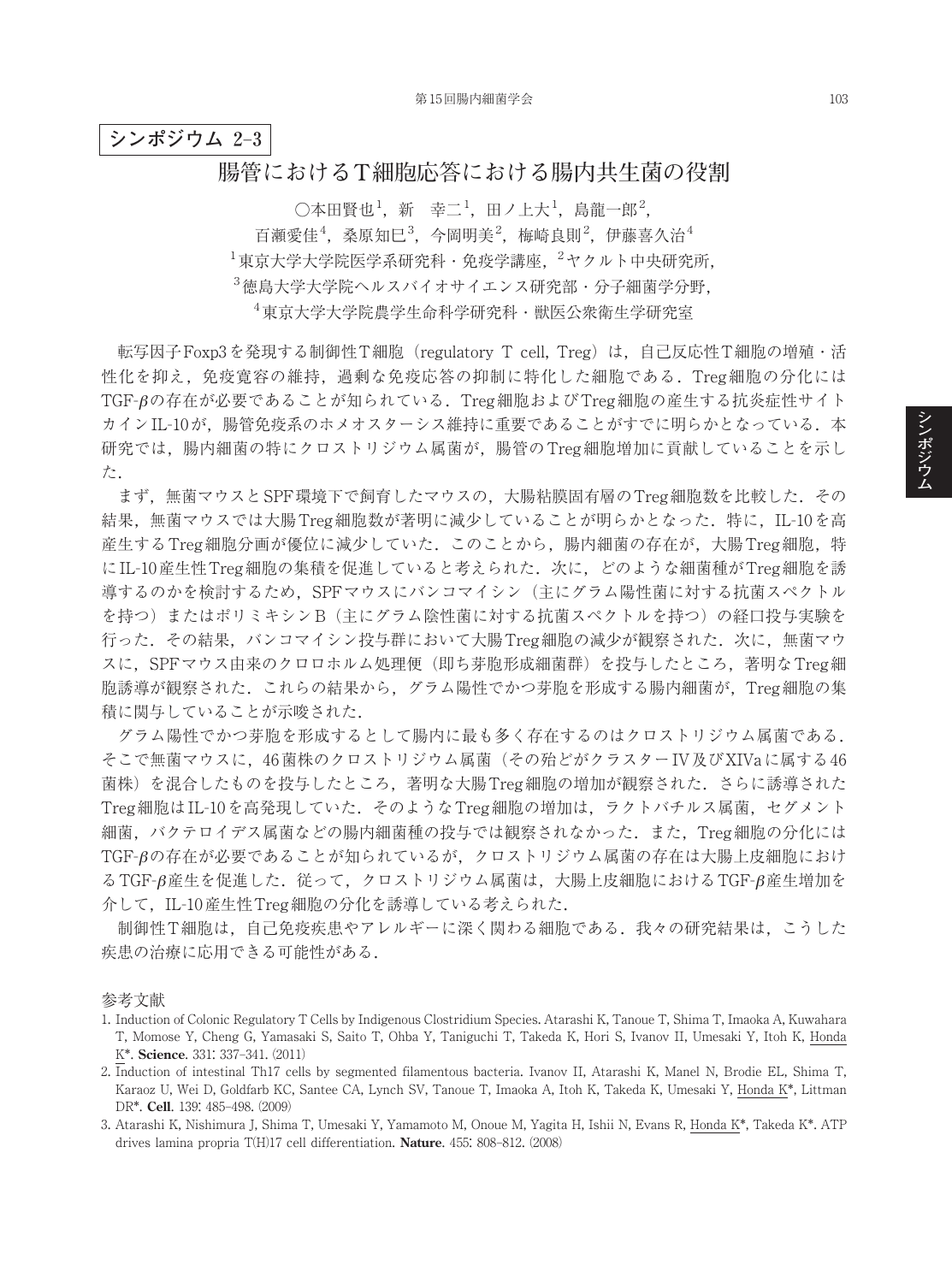**シンポジウム 2-3**

# 腸管におけるT細胞応答における腸内共生菌の役割

○本田賢也[1]，新　幸二[1]，田ノ上大[1]，島龍一郎[2]，
百瀬愛佳[4]，桑原知巳[3]，今岡明美[2]，梅崎良則[2]，伊藤喜久治[4]

[1]東京大学大学院医学系研究科・免疫学講座，[2]ヤクルト中央研究所，
[3]徳島大学大学院ヘルスバイオサイエンス研究部・分子細菌学分野，
[4]東京大学大学院農学生命科学研究科・獣医公衆衛生学研究室

転写因子Foxp3を発現する制御性T細胞（regulatory T cell, Treg）は，自己反応性T細胞の増殖・活性化を抑え，免疫寛容の維持，過剰な免疫応答の抑制に特化した細胞である．Treg細胞の分化にはTGF-$\beta$の存在が必要であることが知られている．Treg細胞およびTreg細胞の産生する抗炎症性サイトカインIL-10が，腸管免疫系のホメオスターシス維持に重要であることがすでに明らかとなっている．本研究では，腸内細菌の特にクロストリジウム属菌が，腸管のTreg細胞増加に貢献していることを示した．

まず，無菌マウスとSPF環境下で飼育したマウスの，大腸粘膜固有層のTreg細胞数を比較した．その結果，無菌マウスでは大腸Treg細胞数が著明に減少していることが明らかとなった．特に，IL-10を高産生するTreg細胞分画が優位に減少していた．このことから，腸内細菌の存在が，大腸Treg細胞，特にIL-10産生性Treg細胞の集積を促進していると考えられた．次に，どのような細菌種がTreg細胞を誘導するのかを検討するため，SPFマウスにバンコマイシン（主にグラム陽性菌に対する抗菌スペクトルを持つ）またはポリミキシンB（主にグラム陰性菌に対する抗菌スペクトルを持つ）の経口投与実験を行った．その結果，バンコマイシン投与群において大腸Treg細胞の減少が観察された．次に，無菌マウスに，SPFマウス由来のクロロホルム処理便（即ち芽胞形成細菌群）を投与したところ，著明なTreg細胞誘導が観察された．これらの結果から，グラム陽性でかつ芽胞を形成する腸内細菌が，Treg細胞の集積に関与していることが示唆された．

グラム陽性でかつ芽胞を形成するとして腸内に最も多く存在するのはクロストリジウム属菌である．そこで無菌マウスに，46菌株のクロストリジウム属菌（その殆どがクラスターIV及びXIVaに属する46菌株）を混合したものを投与したところ，著明な大腸Treg細胞の増加が観察された．さらに誘導されたTreg細胞はIL-10を高発現していた．そのようなTreg細胞の増加は，ラクトバチルス属菌，セグメント細菌，バクテロイデス属菌などの腸内細菌種の投与では観察されなかった．また，Treg細胞の分化にはTGF-$\beta$の存在が必要であることが知られているが，クロストリジウム属菌の存在は大腸上皮細胞におけるTGF-$\beta$産生を促進した．従って，クロストリジウム属菌は，大腸上皮細胞におけるTGF-$\beta$産生増加を介して，IL-10産生性Treg細胞の分化を誘導している考えられた．

制御性T細胞は，自己免疫疾患やアレルギーに深く関わる細胞である．我々の研究結果は，こうした疾患の治療に応用できる可能性がある．

参考文献

1. Induction of Colonic Regulatory T Cells by Indigenous Clostridium Species. Atarashi K, Tanoue T, Shima T, Imaoka A, Kuwahara T, Momose Y, Cheng G, Yamasaki S, Saito T, Ohba Y, Taniguchi T, Takeda K, Hori S, Ivanov II, Umesaki Y, Itoh K, Honda K*. **Science**. 331: 337–341. (2011)
2. Induction of intestinal Th17 cells by segmented filamentous bacteria. Ivanov II, Atarashi K, Manel N, Brodie EL, Shima T, Karaoz U, Wei D, Goldfarb KC, Santee CA, Lynch SV, Tanoue T, Imaoka A, Itoh K, Takeda K, Umesaki Y, Honda K*, Littman DR*. **Cell**. 139: 485–498. (2009)
3. Atarashi K, Nishimura J, Shima T, Umesaki Y, Yamamoto M, Onoue M, Yagita H, Ishii N, Evans R, Honda K*, Takeda K*. ATP drives lamina propria T(H)17 cell differentiation. **Nature**. 455: 808–812. (2008)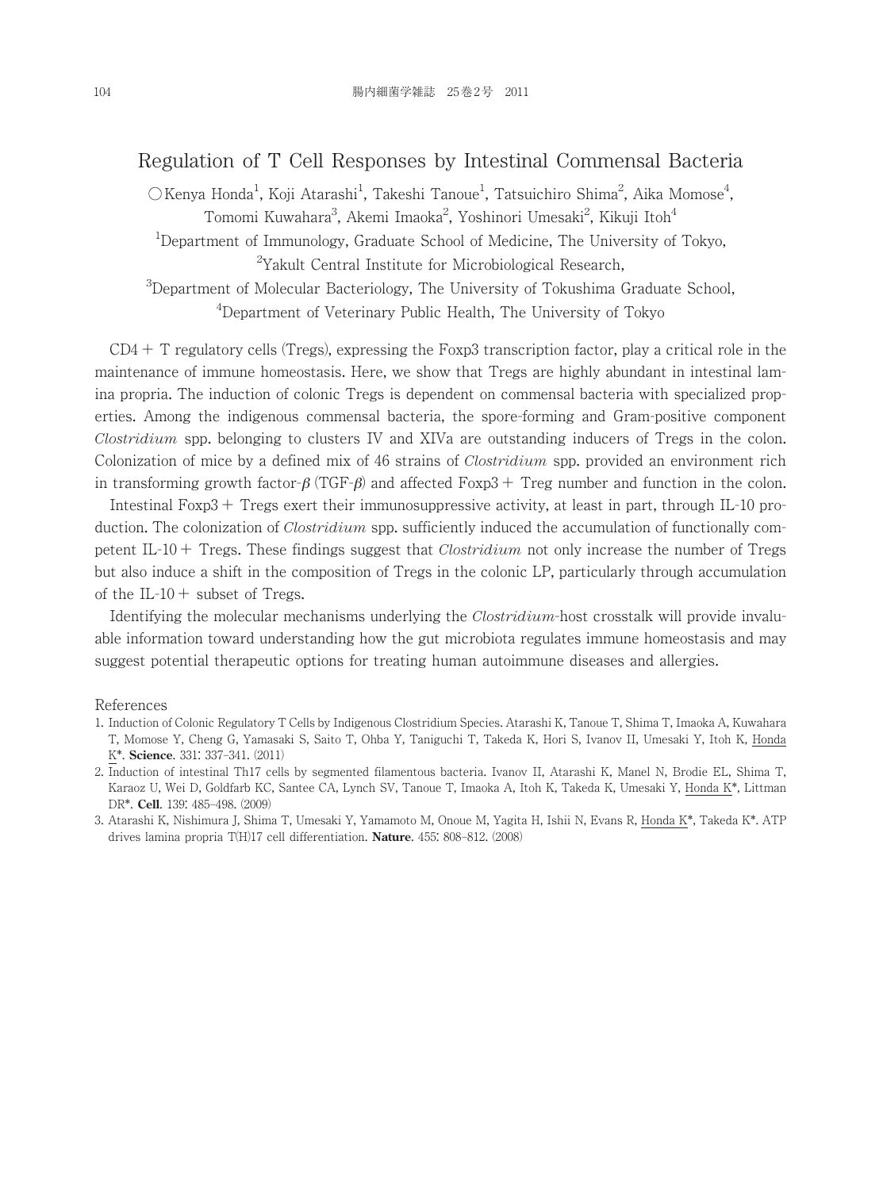# Regulation of T Cell Responses by Intestinal Commensal Bacteria

○Kenya Honda[1], Koji Atarashi[1], Takeshi Tanoue[1], Tatsuichiro Shima[2], Aika Momose[4], Tomomi Kuwahara[3], Akemi Imaoka[2], Yoshinori Umesaki[2], Kikuji Itoh[4]

[1]Department of Immunology, Graduate School of Medicine, The University of Tokyo,
[2]Yakult Central Institute for Microbiological Research,
[3]Department of Molecular Bacteriology, The University of Tokushima Graduate School,
[4]Department of Veterinary Public Health, The University of Tokyo

CD4＋ T regulatory cells (Tregs), expressing the Foxp3 transcription factor, play a critical role in the maintenance of immune homeostasis. Here, we show that Tregs are highly abundant in intestinal lamina propria. The induction of colonic Tregs is dependent on commensal bacteria with specialized properties. Among the indigenous commensal bacteria, the spore-forming and Gram-positive component *Clostridium* spp. belonging to clusters IV and XIVa are outstanding inducers of Tregs in the colon. Colonization of mice by a defined mix of 46 strains of *Clostridium* spp. provided an environment rich in transforming growth factor-$\beta$ (TGF-$\beta$) and affected Foxp3＋ Treg number and function in the colon.

Intestinal Foxp3＋ Tregs exert their immunosuppressive activity, at least in part, through IL-10 production. The colonization of *Clostridium* spp. sufficiently induced the accumulation of functionally competent IL-10＋ Tregs. These findings suggest that *Clostridium* not only increase the number of Tregs but also induce a shift in the composition of Tregs in the colonic LP, particularly through accumulation of the IL-10＋ subset of Tregs.

Identifying the molecular mechanisms underlying the *Clostridium*-host crosstalk will provide invaluable information toward understanding how the gut microbiota regulates immune homeostasis and may suggest potential therapeutic options for treating human autoimmune diseases and allergies.

References

1. Induction of Colonic Regulatory T Cells by Indigenous Clostridium Species. Atarashi K, Tanoue T, Shima T, Imaoka A, Kuwahara T, Momose Y, Cheng G, Yamasaki S, Saito T, Ohba Y, Taniguchi T, Takeda K, Hori S, Ivanov II, Umesaki Y, Itoh K, Honda K*. **Science**. 331: 337–341. (2011)
2. Induction of intestinal Th17 cells by segmented filamentous bacteria. Ivanov II, Atarashi K, Manel N, Brodie EL, Shima T, Karaoz U, Wei D, Goldfarb KC, Santee CA, Lynch SV, Tanoue T, Imaoka A, Itoh K, Takeda K, Umesaki Y, Honda K*, Littman DR*. **Cell**. 139: 485–498. (2009)
3. Atarashi K, Nishimura J, Shima T, Umesaki Y, Yamamoto M, Onoue M, Yagita H, Ishii N, Evans R, Honda K*, Takeda K*. ATP drives lamina propria T(H)17 cell differentiation. **Nature**. 455: 808–812. (2008)